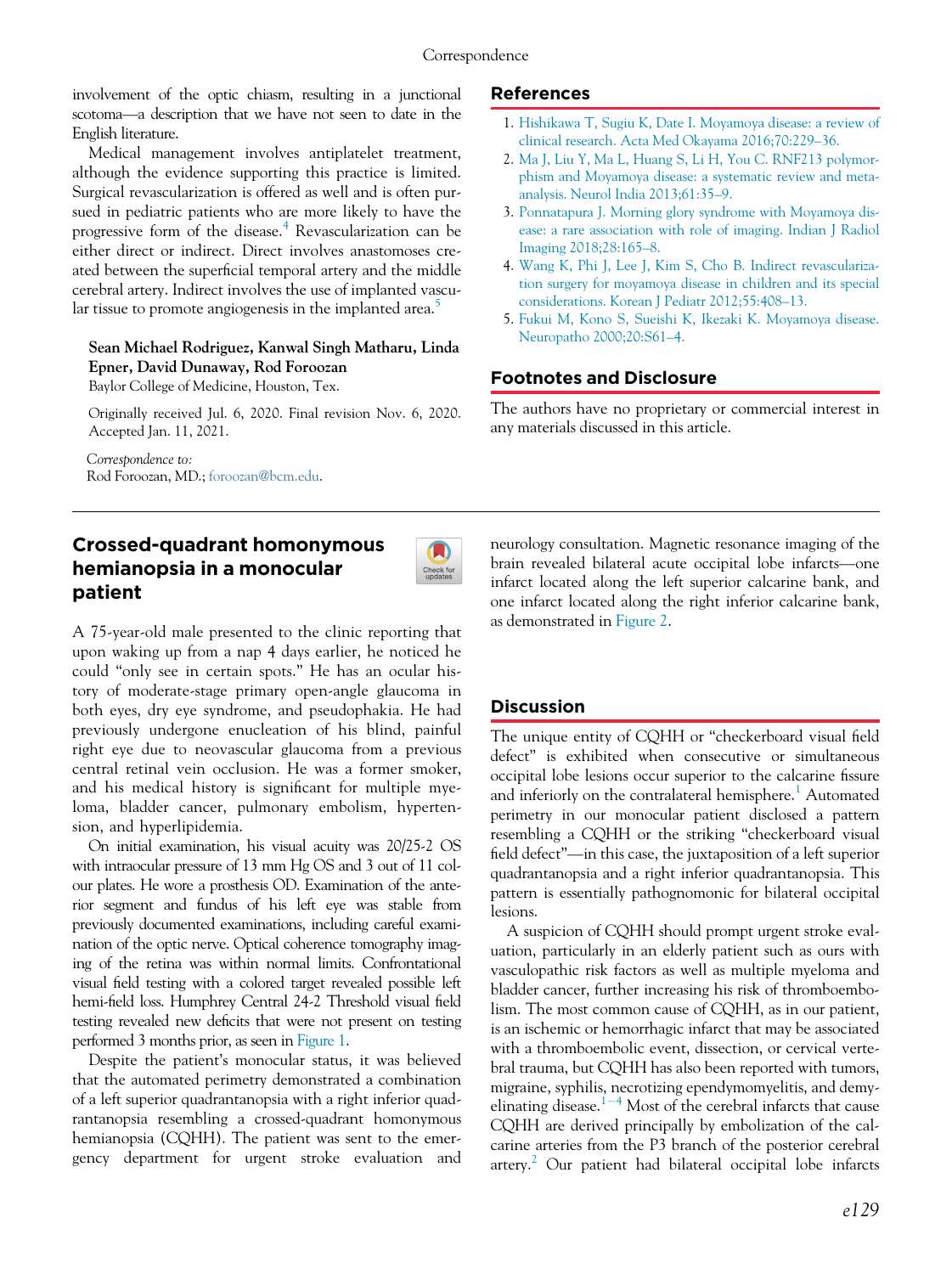involvement of the optic chiasm, resulting in a junctional scotoma—a description that we have not seen to date in the English literature.

Medical management involves antiplatelet treatment, although the evidence supporting this practice is limited. Surgical revascularization is offered as well and is often pursued in pediatric patients who are more likely to have the progressive form of the disease.[4] Revascularization can be either direct or indirect. Direct involves anastomoses created between the superficial temporal artery and the middle cerebral artery. Indirect involves the use of implanted vascular tissue to promote angiogenesis in the implanted area.[5]

**Sean Michael Rodriguez, Kanwal Singh Matharu, Linda Epner, David Dunaway, Rod Foroozan**
Baylor College of Medicine, Houston, Tex.

Originally received Jul. 6, 2020. Final revision Nov. 6, 2020. Accepted Jan. 11, 2021.

*Correspondence to:*
Rod Foroozan, MD.; foroozan@bcm.edu.

## References

1. Hishikawa T, Sugiu K, Date I. Moyamoya disease: a review of clinical research. Acta Med Okayama 2016;70:229–36.
2. Ma J, Liu Y, Ma L, Huang S, Li H, You C. RNF213 polymorphism and Moyamoya disease: a systematic review and meta-analysis. Neurol India 2013;61:35–9.
3. Ponnatapura J. Morning glory syndrome with Moyamoya disease: a rare association with role of imaging. Indian J Radiol Imaging 2018;28:165–8.
4. Wang K, Phi J, Lee J, Kim S, Cho B. Indirect revascularization surgery for moyamoya disease in children and its special considerations. Korean J Pediatr 2012;55:408–13.
5. Fukui M, Kono S, Sueishi K, Ikezaki K. Moyamoya disease. Neuropatho 2000;20:S61–4.

## Footnotes and Disclosure

The authors have no proprietary or commercial interest in any materials discussed in this article.

# Crossed-quadrant homonymous hemianopsia in a monocular patient

A 75-year-old male presented to the clinic reporting that upon waking up from a nap 4 days earlier, he noticed he could "only see in certain spots." He has an ocular history of moderate-stage primary open-angle glaucoma in both eyes, dry eye syndrome, and pseudophakia. He had previously undergone enucleation of his blind, painful right eye due to neovascular glaucoma from a previous central retinal vein occlusion. He was a former smoker, and his medical history is significant for multiple myeloma, bladder cancer, pulmonary embolism, hypertension, and hyperlipidemia.

On initial examination, his visual acuity was 20/25-2 OS with intraocular pressure of 13 mm Hg OS and 3 out of 11 colour plates. He wore a prosthesis OD. Examination of the anterior segment and fundus of his left eye was stable from previously documented examinations, including careful examination of the optic nerve. Optical coherence tomography imaging of the retina was within normal limits. Confrontational visual field testing with a colored target revealed possible left hemi-field loss. Humphrey Central 24-2 Threshold visual field testing revealed new deficits that were not present on testing performed 3 months prior, as seen in Figure 1.

Despite the patient's monocular status, it was believed that the automated perimetry demonstrated a combination of a left superior quadrantanopsia with a right inferior quadrantanopsia resembling a crossed-quadrant homonymous hemianopsia (CQHH). The patient was sent to the emergency department for urgent stroke evaluation and neurology consultation. Magnetic resonance imaging of the brain revealed bilateral acute occipital lobe infarcts—one infarct located along the left superior calcarine bank, and one infarct located along the right inferior calcarine bank, as demonstrated in Figure 2.

## Discussion

The unique entity of CQHH or "checkerboard visual field defect" is exhibited when consecutive or simultaneous occipital lobe lesions occur superior to the calcarine fissure and inferiorly on the contralateral hemisphere.[1] Automated perimetry in our monocular patient disclosed a pattern resembling a CQHH or the striking "checkerboard visual field defect"—in this case, the juxtaposition of a left superior quadrantanopsia and a right inferior quadrantanopsia. This pattern is essentially pathognomonic for bilateral occipital lesions.

A suspicion of CQHH should prompt urgent stroke evaluation, particularly in an elderly patient such as ours with vasculopathic risk factors as well as multiple myeloma and bladder cancer, further increasing his risk of thromboembolism. The most common cause of CQHH, as in our patient, is an ischemic or hemorrhagic infarct that may be associated with a thromboembolic event, dissection, or cervical vertebral trauma, but CQHH has also been reported with tumors, migraine, syphilis, necrotizing ependymomyelitis, and demyelinating disease.[1–4] Most of the cerebral infarcts that cause CQHH are derived principally by embolization of the calcarine arteries from the P3 branch of the posterior cerebral artery.[2] Our patient had bilateral occipital lobe infarcts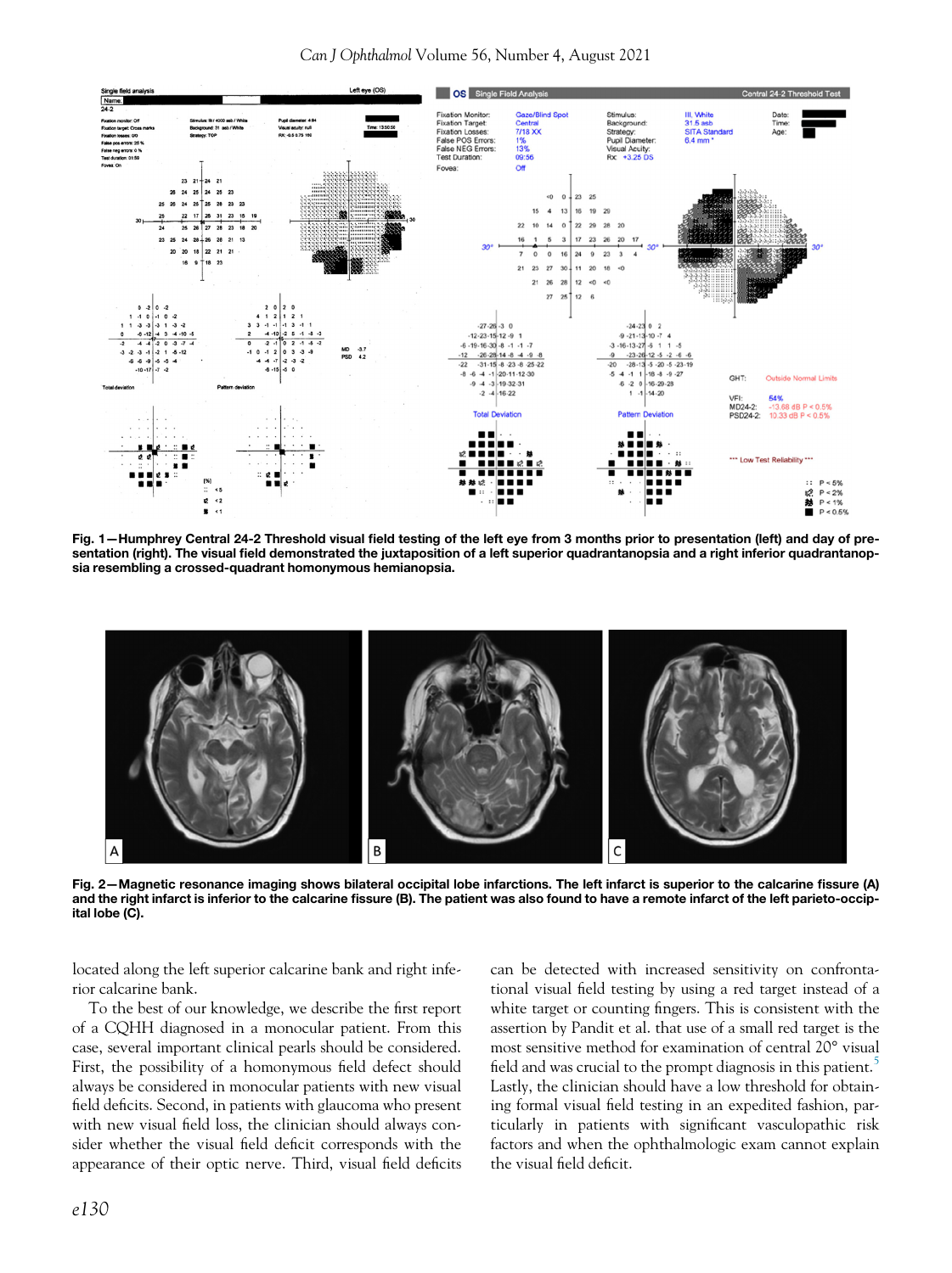Fig. 1—Humphrey Central 24-2 Threshold visual field testing of the left eye from 3 months prior to presentation (left) and day of presentation (right). The visual field demonstrated the juxtaposition of a left superior quadrantanopsia and a right inferior quadrantanopsia resembling a crossed-quadrant homonymous hemianopsia.

Fig. 2—Magnetic resonance imaging shows bilateral occipital lobe infarctions. The left infarct is superior to the calcarine fissure (A) and the right infarct is inferior to the calcarine fissure (B). The patient was also found to have a remote infarct of the left parieto-occipital lobe (C).

located along the left superior calcarine bank and right inferior calcarine bank.

To the best of our knowledge, we describe the first report of a CQHH diagnosed in a monocular patient. From this case, several important clinical pearls should be considered. First, the possibility of a homonymous field defect should always be considered in monocular patients with new visual field deficits. Second, in patients with glaucoma who present with new visual field loss, the clinician should always consider whether the visual field deficit corresponds with the appearance of their optic nerve. Third, visual field deficits can be detected with increased sensitivity on confrontational visual field testing by using a red target instead of a white target or counting fingers. This is consistent with the assertion by Pandit et al. that use of a small red target is the most sensitive method for examination of central 20° visual field and was crucial to the prompt diagnosis in this patient.[5] Lastly, the clinician should have a low threshold for obtaining formal visual field testing in an expedited fashion, particularly in patients with significant vasculopathic risk factors and when the ophthalmologic exam cannot explain the visual field deficit.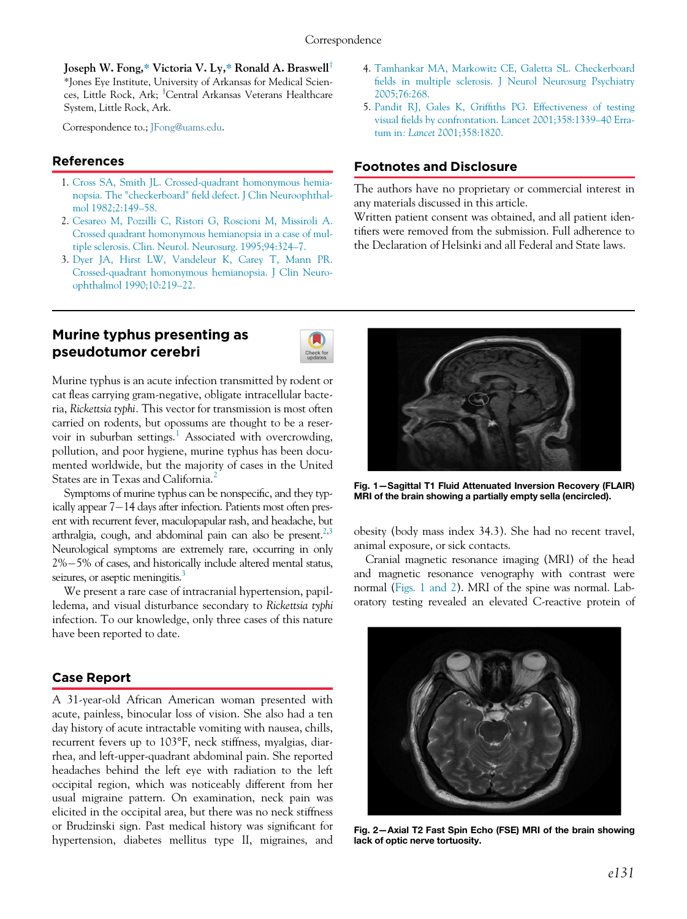**Joseph W. Fong,\* Victoria V. Ly,\* Ronald A. Braswell**[†]
\*Jones Eye Institute, University of Arkansas for Medical Sciences, Little Rock, Ark; [†]Central Arkansas Veterans Healthcare System, Little Rock, Ark.

Correspondence to.; JFong@uams.edu.

## References

1. Cross SA, Smith JL. Crossed-quadrant homonymous hemianopsia. The "checkerboard" field defect. J Clin Neuroophthalmol 1982;2:149–58.
2. Cesareo M, Pozzilli C, Ristori G, Roscioni M, Missiroli A. Crossed quadrant homonymous hemianopsia in a case of multiple sclerosis. Clin. Neurol. Neurosurg. 1995;94:324–7.
3. Dyer JA, Hirst LW, Vandeleur K, Carey T, Mann PR. Crossed-quadrant homonymous hemianopsia. J Clin Neuroophthalmol 1990;10:219–22.
4. Tamhankar MA, Markowitz CE, Galetta SL. Checkerboard fields in multiple sclerosis. J Neurol Neurosurg Psychiatry 2005;76:268.
5. Pandit RJ, Gales K, Griffiths PG. Effectiveness of testing visual fields by confrontation. Lancet 2001;358:1339–40 Erratum in: *Lancet* 2001;358:1820.

## Footnotes and Disclosure

The authors have no proprietary or commercial interest in any materials discussed in this article.
Written patient consent was obtained, and all patient identifiers were removed from the submission. Full adherence to the Declaration of Helsinki and all Federal and State laws.

# Murine typhus presenting as pseudotumor cerebri

Murine typhus is an acute infection transmitted by rodent or cat fleas carrying gram-negative, obligate intracellular bacteria, *Rickettsia typhi*. This vector for transmission is most often carried on rodents, but opossums are thought to be a reservoir in suburban settings.[1] Associated with overcrowding, pollution, and poor hygiene, murine typhus has been documented worldwide, but the majority of cases in the United States are in Texas and California.[2]

Symptoms of murine typhus can be nonspecific, and they typically appear 7−14 days after infection. Patients most often present with recurrent fever, maculopapular rash, and headache, but arthralgia, cough, and abdominal pain can also be present.[2,3] Neurological symptoms are extremely rare, occurring in only 2%−5% of cases, and historically include altered mental status, seizures, or aseptic meningitis.[3]

We present a rare case of intracranial hypertension, papilledema, and visual disturbance secondary to *Rickettsia typhi* infection. To our knowledge, only three cases of this nature have been reported to date.

## Case Report

A 31-year-old African American woman presented with acute, painless, binocular loss of vision. She also had a ten day history of acute intractable vomiting with nausea, chills, recurrent fevers up to 103°F, neck stiffness, myalgias, diarrhea, and left-upper-quadrant abdominal pain. She reported headaches behind the left eye with radiation to the left occipital region, which was noticeably different from her usual migraine pattern. On examination, neck pain was elicited in the occipital area, but there was no neck stiffness or Brudzinski sign. Past medical history was significant for hypertension, diabetes mellitus type II, migraines, and obesity (body mass index 34.3). She had no recent travel, animal exposure, or sick contacts.

Fig. 1—Sagittal T1 Fluid Attenuated Inversion Recovery (FLAIR) MRI of the brain showing a partially empty sella (encircled).

Cranial magnetic resonance imaging (MRI) of the head and magnetic resonance venography with contrast were normal (Figs. 1 and 2). MRI of the spine was normal. Laboratory testing revealed an elevated C-reactive protein of

Fig. 2—Axial T2 Fast Spin Echo (FSE) MRI of the brain showing lack of optic nerve tortuosity.